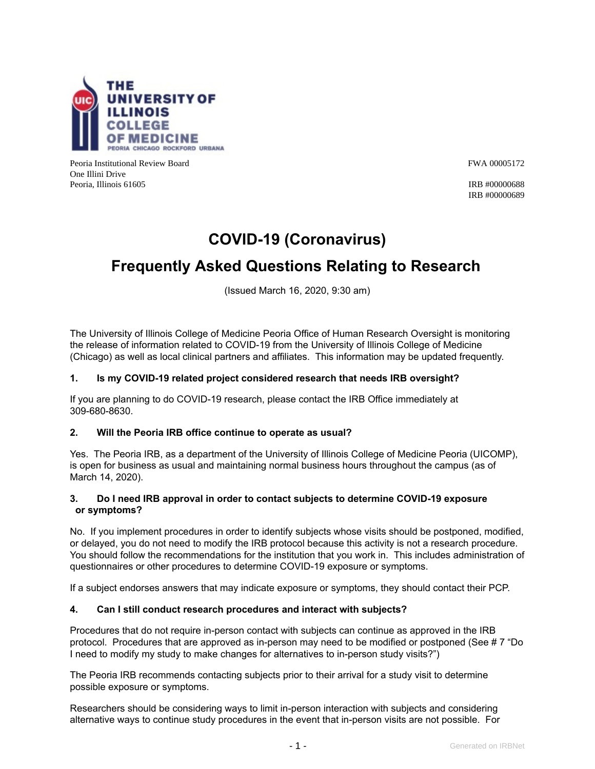Peoria Institutional Review Board
One Illini Drive
Peoria, Illinois 61605

FWA 00005172

IRB #00000688
IRB #00000689

# COVID-19 (Coronavirus)

# Frequently Asked Questions Relating to Research

(Issued March 16, 2020, 9:30 am)

The University of Illinois College of Medicine Peoria Office of Human Research Oversight is monitoring the release of information related to COVID-19 from the University of Illinois College of Medicine (Chicago) as well as local clinical partners and affiliates. This information may be updated frequently.

**1. Is my COVID-19 related project considered research that needs IRB oversight?**

If you are planning to do COVID-19 research, please contact the IRB Office immediately at 309-680-8630.

**2. Will the Peoria IRB office continue to operate as usual?**

Yes. The Peoria IRB, as a department of the University of Illinois College of Medicine Peoria (UICOMP), is open for business as usual and maintaining normal business hours throughout the campus (as of March 14, 2020).

**3. Do I need IRB approval in order to contact subjects to determine COVID-19 exposure or symptoms?**

No. If you implement procedures in order to identify subjects whose visits should be postponed, modified, or delayed, you do not need to modify the IRB protocol because this activity is not a research procedure. You should follow the recommendations for the institution that you work in. This includes administration of questionnaires or other procedures to determine COVID-19 exposure or symptoms.

If a subject endorses answers that may indicate exposure or symptoms, they should contact their PCP.

**4. Can I still conduct research procedures and interact with subjects?**

Procedures that do not require in-person contact with subjects can continue as approved in the IRB protocol. Procedures that are approved as in-person may need to be modified or postponed (See # 7 "Do I need to modify my study to make changes for alternatives to in-person study visits?")

The Peoria IRB recommends contacting subjects prior to their arrival for a study visit to determine possible exposure or symptoms.

Researchers should be considering ways to limit in-person interaction with subjects and considering alternative ways to continue study procedures in the event that in-person visits are not possible. For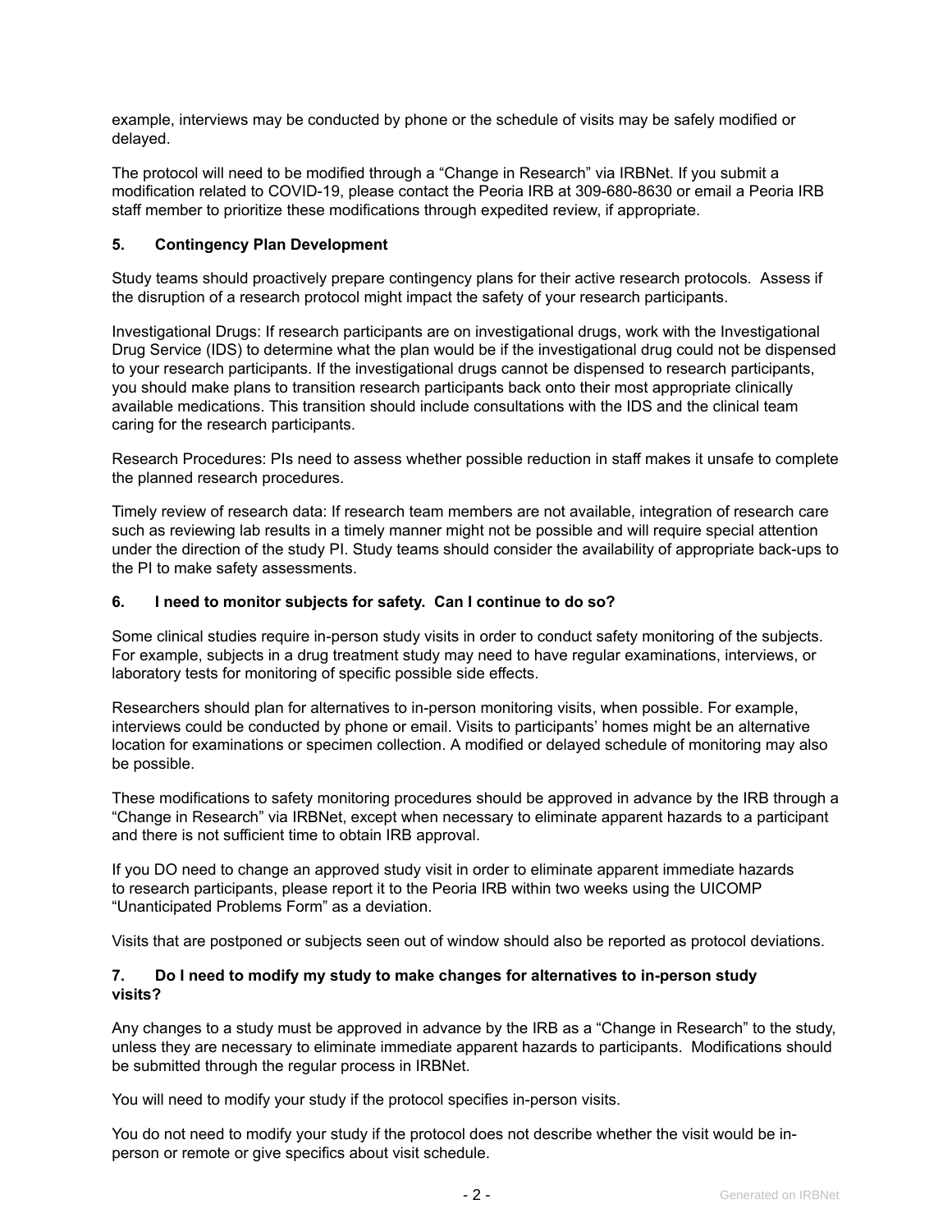example, interviews may be conducted by phone or the schedule of visits may be safely modified or delayed.

The protocol will need to be modified through a "Change in Research" via IRBNet. If you submit a modification related to COVID-19, please contact the Peoria IRB at 309-680-8630 or email a Peoria IRB staff member to prioritize these modifications through expedited review, if appropriate.

**5. Contingency Plan Development**

Study teams should proactively prepare contingency plans for their active research protocols. Assess if the disruption of a research protocol might impact the safety of your research participants.

Investigational Drugs: If research participants are on investigational drugs, work with the Investigational Drug Service (IDS) to determine what the plan would be if the investigational drug could not be dispensed to your research participants. If the investigational drugs cannot be dispensed to research participants, you should make plans to transition research participants back onto their most appropriate clinically available medications. This transition should include consultations with the IDS and the clinical team caring for the research participants.

Research Procedures: PIs need to assess whether possible reduction in staff makes it unsafe to complete the planned research procedures.

Timely review of research data: If research team members are not available, integration of research care such as reviewing lab results in a timely manner might not be possible and will require special attention under the direction of the study PI. Study teams should consider the availability of appropriate back-ups to the PI to make safety assessments.

**6. I need to monitor subjects for safety. Can I continue to do so?**

Some clinical studies require in-person study visits in order to conduct safety monitoring of the subjects. For example, subjects in a drug treatment study may need to have regular examinations, interviews, or laboratory tests for monitoring of specific possible side effects.

Researchers should plan for alternatives to in-person monitoring visits, when possible. For example, interviews could be conducted by phone or email. Visits to participants' homes might be an alternative location for examinations or specimen collection. A modified or delayed schedule of monitoring may also be possible.

These modifications to safety monitoring procedures should be approved in advance by the IRB through a "Change in Research" via IRBNet, except when necessary to eliminate apparent hazards to a participant and there is not sufficient time to obtain IRB approval.

If you DO need to change an approved study visit in order to eliminate apparent immediate hazards to research participants, please report it to the Peoria IRB within two weeks using the UICOMP "Unanticipated Problems Form" as a deviation.

Visits that are postponed or subjects seen out of window should also be reported as protocol deviations.

**7. Do I need to modify my study to make changes for alternatives to in-person study visits?**

Any changes to a study must be approved in advance by the IRB as a "Change in Research" to the study, unless they are necessary to eliminate immediate apparent hazards to participants. Modifications should be submitted through the regular process in IRBNet.

You will need to modify your study if the protocol specifies in-person visits.

You do not need to modify your study if the protocol does not describe whether the visit would be in-person or remote or give specifics about visit schedule.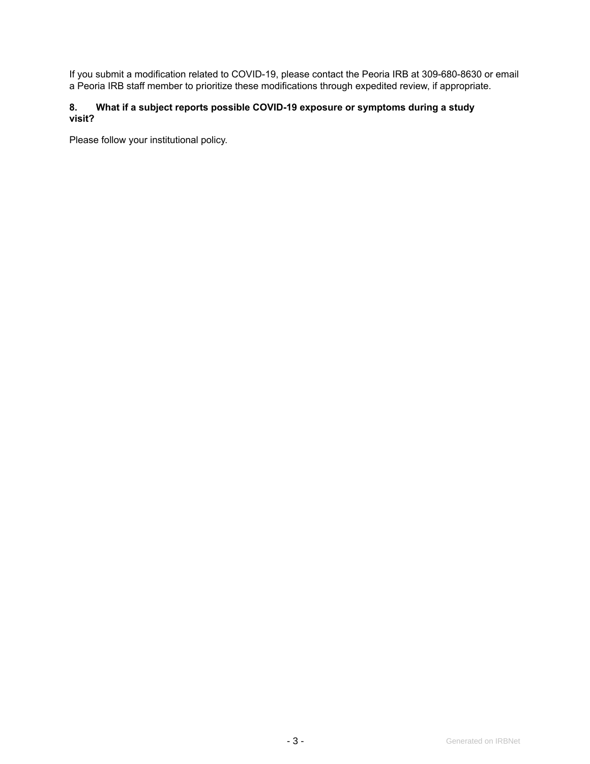If you submit a modification related to COVID-19, please contact the Peoria IRB at 309-680-8630 or email a Peoria IRB staff member to prioritize these modifications through expedited review, if appropriate.

**8. What if a subject reports possible COVID-19 exposure or symptoms during a study visit?**

Please follow your institutional policy.